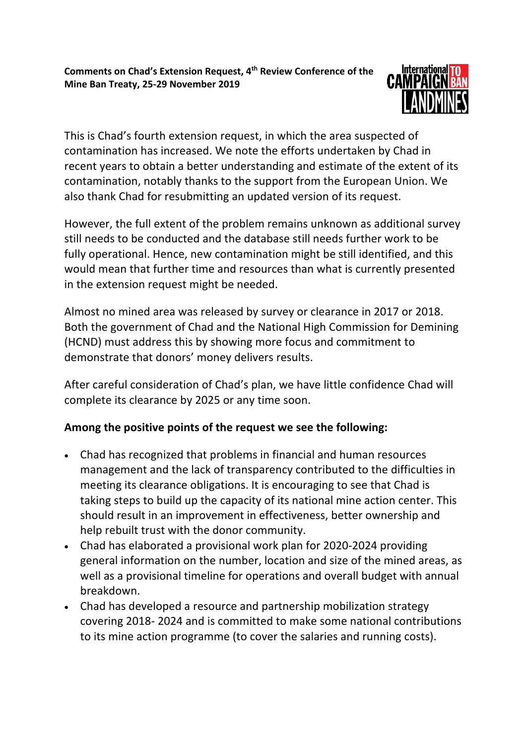**Comments on Chad's Extension Request, 4th Review Conference of the Mine Ban Treaty, 25-29 November 2019**

This is Chad's fourth extension request, in which the area suspected of contamination has increased. We note the efforts undertaken by Chad in recent years to obtain a better understanding and estimate of the extent of its contamination, notably thanks to the support from the European Union. We also thank Chad for resubmitting an updated version of its request.

However, the full extent of the problem remains unknown as additional survey still needs to be conducted and the database still needs further work to be fully operational. Hence, new contamination might be still identified, and this would mean that further time and resources than what is currently presented in the extension request might be needed.

Almost no mined area was released by survey or clearance in 2017 or 2018. Both the government of Chad and the National High Commission for Demining (HCND) must address this by showing more focus and commitment to demonstrate that donors' money delivers results.

After careful consideration of Chad's plan, we have little confidence Chad will complete its clearance by 2025 or any time soon.

**Among the positive points of the request we see the following:**

- Chad has recognized that problems in financial and human resources management and the lack of transparency contributed to the difficulties in meeting its clearance obligations. It is encouraging to see that Chad is taking steps to build up the capacity of its national mine action center. This should result in an improvement in effectiveness, better ownership and help rebuilt trust with the donor community.
- Chad has elaborated a provisional work plan for 2020-2024 providing general information on the number, location and size of the mined areas, as well as a provisional timeline for operations and overall budget with annual breakdown.
- Chad has developed a resource and partnership mobilization strategy covering 2018- 2024 and is committed to make some national contributions to its mine action programme (to cover the salaries and running costs).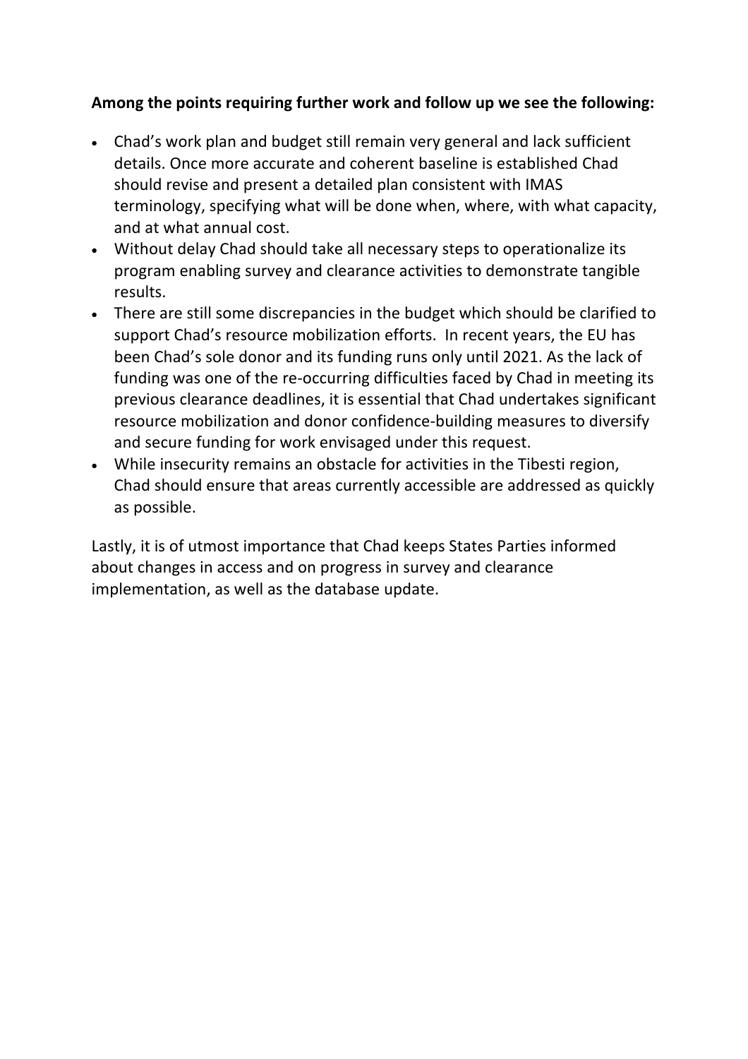**Among the points requiring further work and follow up we see the following:**

- Chad's work plan and budget still remain very general and lack sufficient details. Once more accurate and coherent baseline is established Chad should revise and present a detailed plan consistent with IMAS terminology, specifying what will be done when, where, with what capacity, and at what annual cost.
- Without delay Chad should take all necessary steps to operationalize its program enabling survey and clearance activities to demonstrate tangible results.
- There are still some discrepancies in the budget which should be clarified to support Chad's resource mobilization efforts. In recent years, the EU has been Chad's sole donor and its funding runs only until 2021. As the lack of funding was one of the re-occurring difficulties faced by Chad in meeting its previous clearance deadlines, it is essential that Chad undertakes significant resource mobilization and donor confidence-building measures to diversify and secure funding for work envisaged under this request.
- While insecurity remains an obstacle for activities in the Tibesti region, Chad should ensure that areas currently accessible are addressed as quickly as possible.

Lastly, it is of utmost importance that Chad keeps States Parties informed about changes in access and on progress in survey and clearance implementation, as well as the database update.